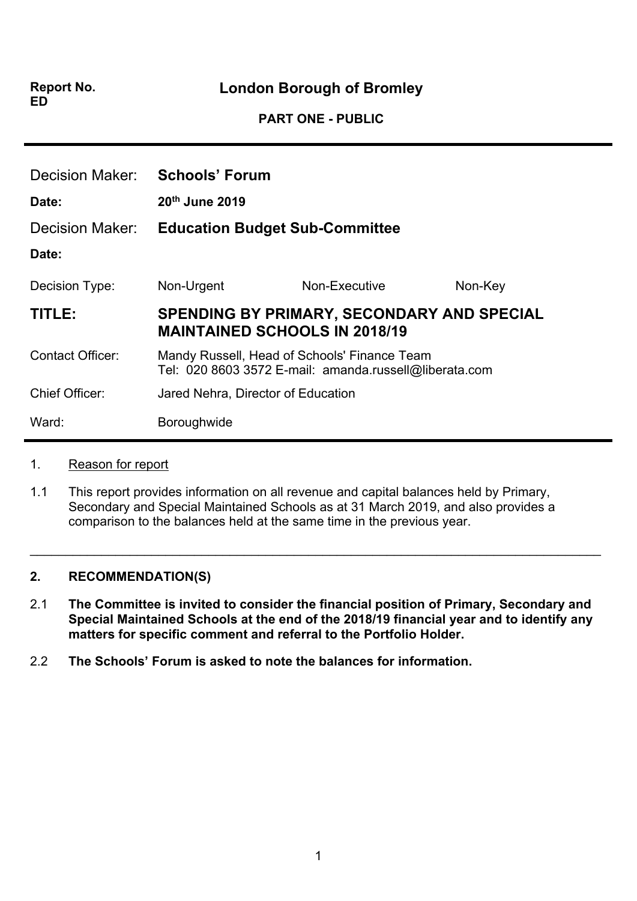**Report No.**
**ED**

**London Borough of Bromley**

**PART ONE - PUBLIC**

---

| | | | |
|---|---|---|---|
| Decision Maker: | **Schools' Forum** | | |
| **Date:** | **20th June 2019** | | |
| Decision Maker: | **Education Budget Sub-Committee** | | |
| **Date:** | | | |
| Decision Type: | Non-Urgent | Non-Executive | Non-Key |
| **TITLE:** | **SPENDING BY PRIMARY, SECONDARY AND SPECIAL MAINTAINED SCHOOLS IN 2018/19** | | |
| Contact Officer: | Mandy Russell, Head of Schools' Finance Team<br>Tel: 020 8603 3572 E-mail: amanda.russell@liberata.com | | |
| Chief Officer: | Jared Nehra, Director of Education | | |
| Ward: | Boroughwide | | |

---

1. Reason for report

1.1 This report provides information on all revenue and capital balances held by Primary, Secondary and Special Maintained Schools as at 31 March 2019, and also provides a comparison to the balances held at the same time in the previous year.

---

## 2. RECOMMENDATION(S)

2.1 **The Committee is invited to consider the financial position of Primary, Secondary and Special Maintained Schools at the end of the 2018/19 financial year and to identify any matters for specific comment and referral to the Portfolio Holder.**

2.2 **The Schools' Forum is asked to note the balances for information.**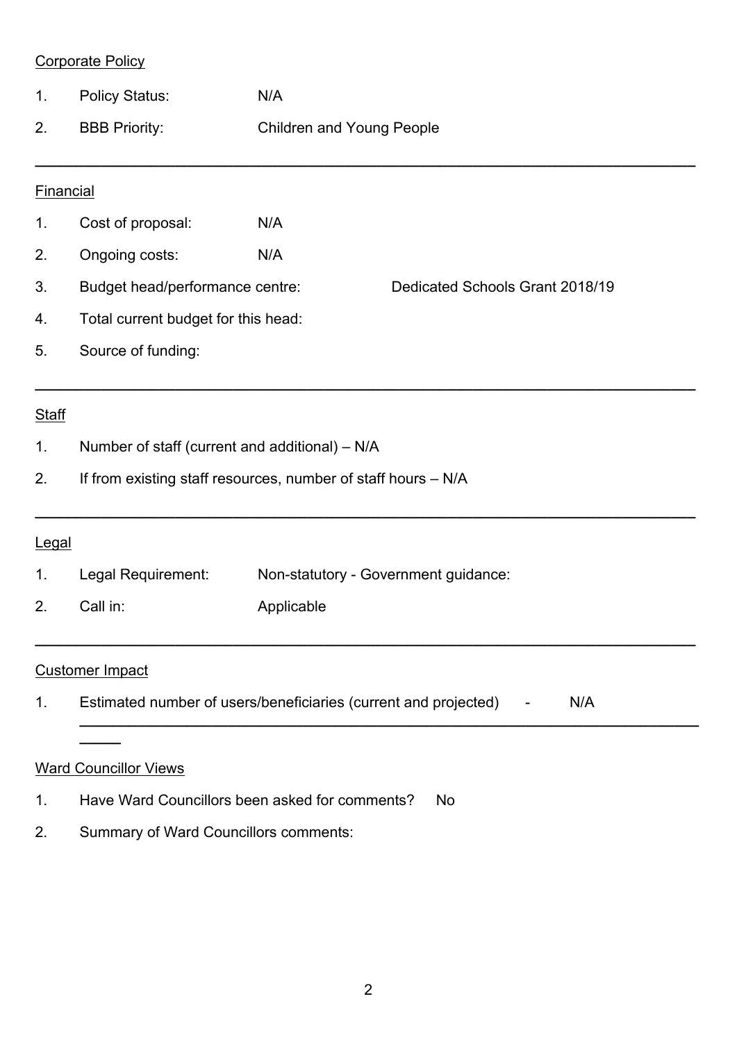Corporate Policy

1. Policy Status: N/A
2. BBB Priority: Children and Young People

---

Financial

1. Cost of proposal: N/A
2. Ongoing costs: N/A
3. Budget head/performance centre: Dedicated Schools Grant 2018/19
4. Total current budget for this head:
5. Source of funding:

---

Staff

1. Number of staff (current and additional) – N/A
2. If from existing staff resources, number of staff hours – N/A

---

Legal

1. Legal Requirement: Non-statutory - Government guidance:
2. Call in: Applicable

---

Customer Impact

1. Estimated number of users/beneficiaries (current and projected) - N/A

---

Ward Councillor Views

1. Have Ward Councillors been asked for comments? No
2. Summary of Ward Councillors comments: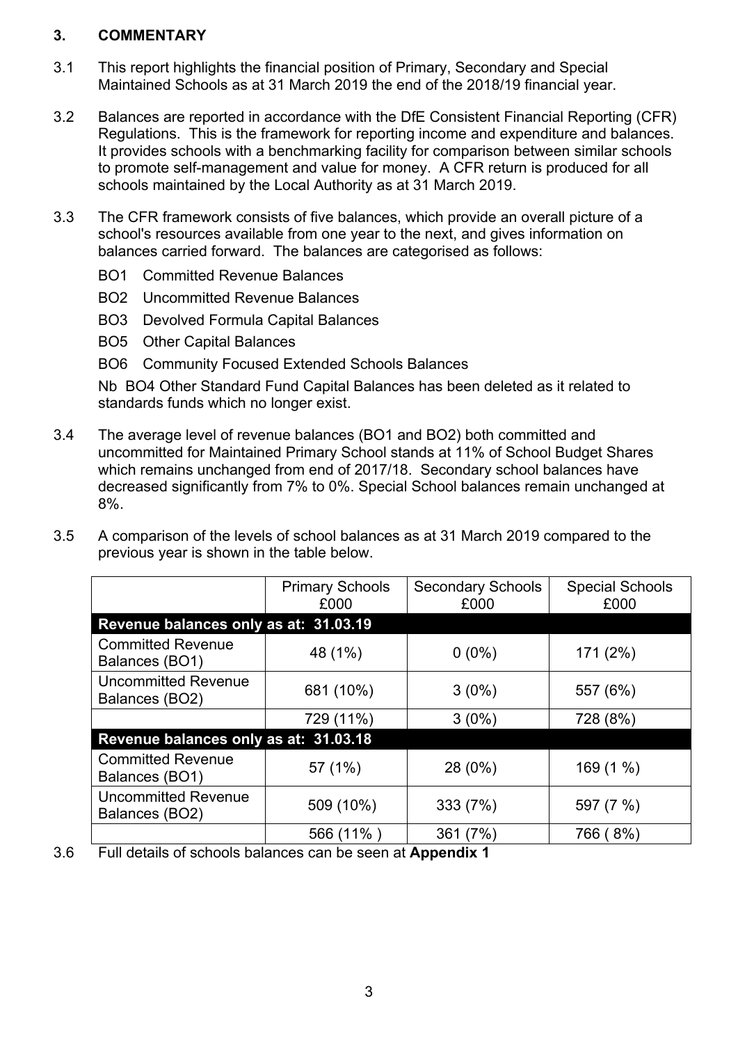## 3. COMMENTARY

3.1 This report highlights the financial position of Primary, Secondary and Special Maintained Schools as at 31 March 2019 the end of the 2018/19 financial year.

3.2 Balances are reported in accordance with the DfE Consistent Financial Reporting (CFR) Regulations. This is the framework for reporting income and expenditure and balances. It provides schools with a benchmarking facility for comparison between similar schools to promote self-management and value for money. A CFR return is produced for all schools maintained by the Local Authority as at 31 March 2019.

3.3 The CFR framework consists of five balances, which provide an overall picture of a school's resources available from one year to the next, and gives information on balances carried forward. The balances are categorised as follows:

- BO1 Committed Revenue Balances
- BO2 Uncommitted Revenue Balances
- BO3 Devolved Formula Capital Balances
- BO5 Other Capital Balances
- BO6 Community Focused Extended Schools Balances

Nb BO4 Other Standard Fund Capital Balances has been deleted as it related to standards funds which no longer exist.

3.4 The average level of revenue balances (BO1 and BO2) both committed and uncommitted for Maintained Primary School stands at 11% of School Budget Shares which remains unchanged from end of 2017/18. Secondary school balances have decreased significantly from 7% to 0%. Special School balances remain unchanged at 8%.

3.5 A comparison of the levels of school balances as at 31 March 2019 compared to the previous year is shown in the table below.

| | Primary Schools £000 | Secondary Schools £000 | Special Schools £000 |
|---|---|---|---|
| **Revenue balances only as at: 31.03.19** | | | |
| Committed Revenue Balances (BO1) | 48 (1%) | 0 (0%) | 171 (2%) |
| Uncommitted Revenue Balances (BO2) | 681 (10%) | 3 (0%) | 557 (6%) |
| | 729 (11%) | 3 (0%) | 728 (8%) |
| **Revenue balances only as at: 31.03.18** | | | |
| Committed Revenue Balances (BO1) | 57 (1%) | 28 (0%) | 169 (1 %) |
| Uncommitted Revenue Balances (BO2) | 509 (10%) | 333 (7%) | 597 (7 %) |
| | 566 (11% ) | 361 (7%) | 766 ( 8%) |

3.6 Full details of schools balances can be seen at **Appendix 1**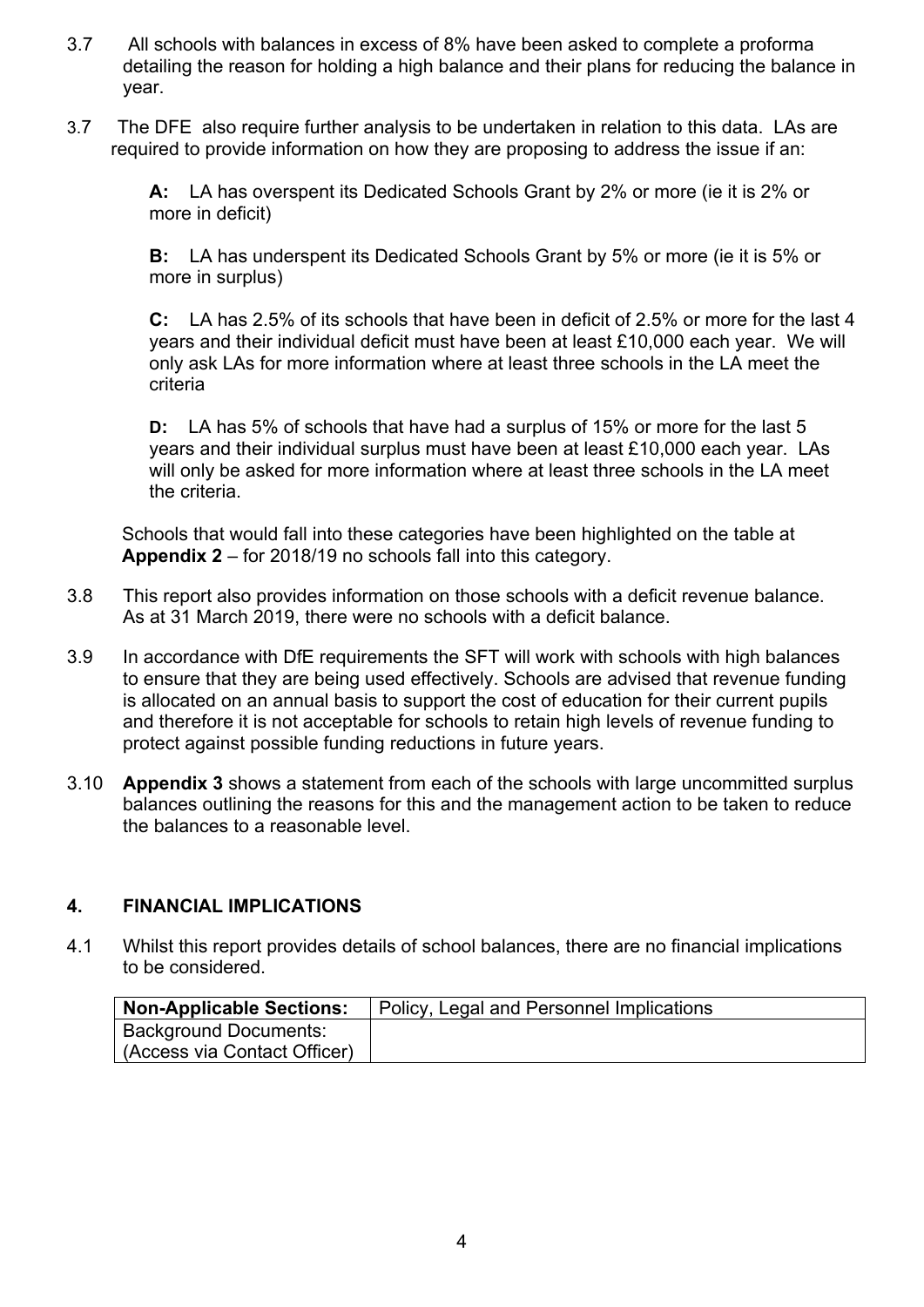3.7 All schools with balances in excess of 8% have been asked to complete a proforma detailing the reason for holding a high balance and their plans for reducing the balance in year.

3.7 The DFE also require further analysis to be undertaken in relation to this data. LAs are required to provide information on how they are proposing to address the issue if an:

> **A:** LA has overspent its Dedicated Schools Grant by 2% or more (ie it is 2% or more in deficit)
>
> **B:** LA has underspent its Dedicated Schools Grant by 5% or more (ie it is 5% or more in surplus)
>
> **C:** LA has 2.5% of its schools that have been in deficit of 2.5% or more for the last 4 years and their individual deficit must have been at least £10,000 each year. We will only ask LAs for more information where at least three schools in the LA meet the criteria
>
> **D:** LA has 5% of schools that have had a surplus of 15% or more for the last 5 years and their individual surplus must have been at least £10,000 each year. LAs will only be asked for more information where at least three schools in the LA meet the criteria.

Schools that would fall into these categories have been highlighted on the table at **Appendix 2** – for 2018/19 no schools fall into this category.

3.8 This report also provides information on those schools with a deficit revenue balance. As at 31 March 2019, there were no schools with a deficit balance.

3.9 In accordance with DfE requirements the SFT will work with schools with high balances to ensure that they are being used effectively. Schools are advised that revenue funding is allocated on an annual basis to support the cost of education for their current pupils and therefore it is not acceptable for schools to retain high levels of revenue funding to protect against possible funding reductions in future years.

3.10 **Appendix 3** shows a statement from each of the schools with large uncommitted surplus balances outlining the reasons for this and the management action to be taken to reduce the balances to a reasonable level.

## 4. FINANCIAL IMPLICATIONS

4.1 Whilst this report provides details of school balances, there are no financial implications to be considered.

| | |
|---|---|
| **Non-Applicable Sections:** | Policy, Legal and Personnel Implications |
| Background Documents: (Access via Contact Officer) | |